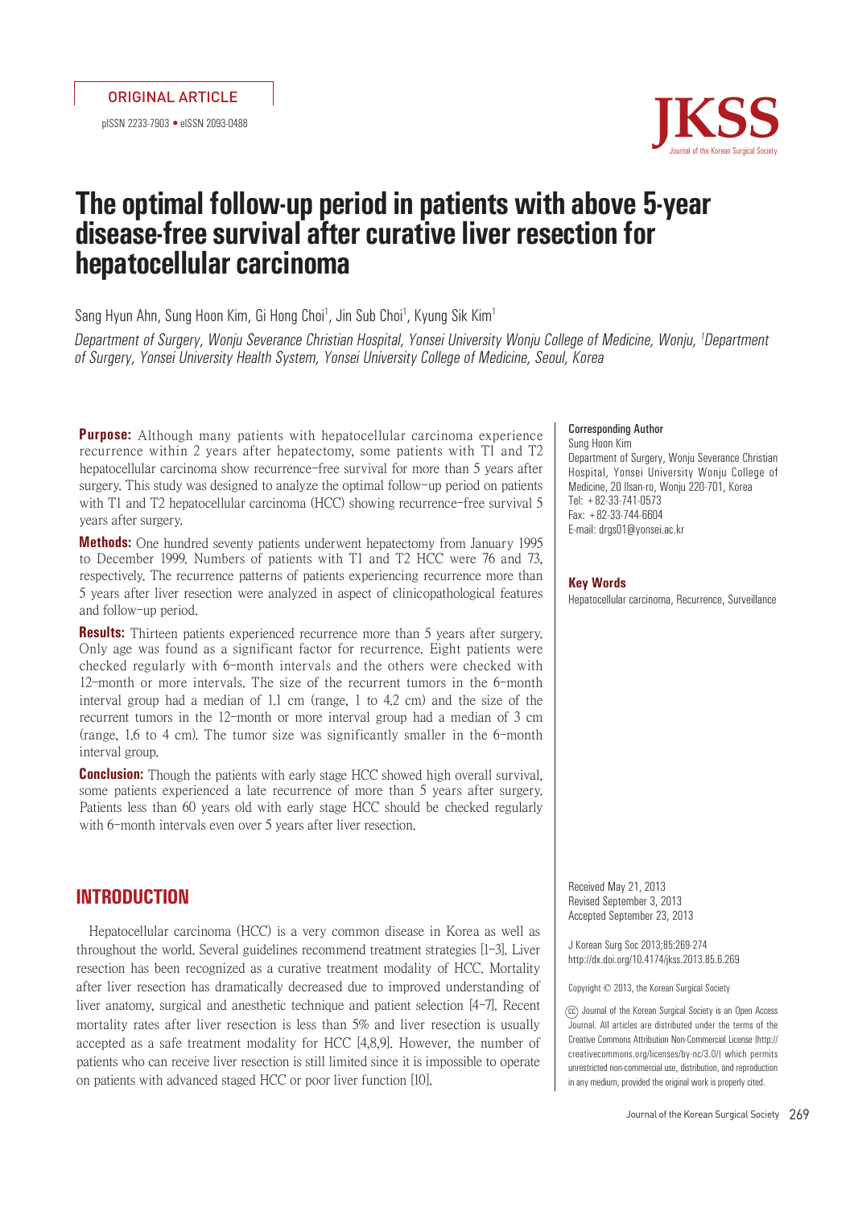ORIGINAL ARTICLE

pISSN 2233-7903 • eISSN 2093-0488

# The optimal follow-up period in patients with above 5-year disease-free survival after curative liver resection for hepatocellular carcinoma

Sang Hyun Ahn, Sung Hoon Kim, Gi Hong Choi[1], Jin Sub Choi[1], Kyung Sik Kim[1]

*Department of Surgery, Wonju Severance Christian Hospital, Yonsei University Wonju College of Medicine, Wonju, [1]Department of Surgery, Yonsei University Health System, Yonsei University College of Medicine, Seoul, Korea*

**Purpose:** Although many patients with hepatocellular carcinoma experience recurrence within 2 years after hepatectomy, some patients with T1 and T2 hepatocellular carcinoma show recurrence-free survival for more than 5 years after surgery. This study was designed to analyze the optimal follow-up period on patients with T1 and T2 hepatocellular carcinoma (HCC) showing recurrence-free survival 5 years after surgery.

**Methods:** One hundred seventy patients underwent hepatectomy from January 1995 to December 1999. Numbers of patients with T1 and T2 HCC were 76 and 73, respectively. The recurrence patterns of patients experiencing recurrence more than 5 years after liver resection were analyzed in aspect of clinicopathological features and follow-up period.

**Results:** Thirteen patients experienced recurrence more than 5 years after surgery. Only age was found as a significant factor for recurrence. Eight patients were checked regularly with 6-month intervals and the others were checked with 12-month or more intervals. The size of the recurrent tumors in the 6-month interval group had a median of 1.1 cm (range, 1 to 4.2 cm) and the size of the recurrent tumors in the 12-month or more interval group had a median of 3 cm (range, 1.6 to 4 cm). The tumor size was significantly smaller in the 6-month interval group.

**Conclusion:** Though the patients with early stage HCC showed high overall survival, some patients experienced a late recurrence of more than 5 years after surgery. Patients less than 60 years old with early stage HCC should be checked regularly with 6-month intervals even over 5 years after liver resection.

**Corresponding Author**
Sung Hoon Kim
Department of Surgery, Wonju Severance Christian Hospital, Yonsei University Wonju College of Medicine, 20 Ilsan-ro, Wonju 220-701, Korea
Tel: +82-33-741-0573
Fax: +82-33-744-6604
E-mail: drgs01@yonsei.ac.kr

**Key Words**
Hepatocellular carcinoma, Recurrence, Surveillance

Received May 21, 2013
Revised September 3, 2013
Accepted September 23, 2013

J Korean Surg Soc 2013;85:269-274
http://dx.doi.org/10.4174/jkss.2013.85.6.269

Copyright © 2013, the Korean Surgical Society

(cc) Journal of the Korean Surgical Society is an Open Access Journal. All articles are distributed under the terms of the Creative Commons Attribution Non-Commercial License (http://creativecommons.org/licenses/by-nc/3.0/) which permits unrestricted non-commercial use, distribution, and reproduction in any medium, provided the original work is properly cited.

## INTRODUCTION

Hepatocellular carcinoma (HCC) is a very common disease in Korea as well as throughout the world. Several guidelines recommend treatment strategies [1-3]. Liver resection has been recognized as a curative treatment modality of HCC. Mortality after liver resection has dramatically decreased due to improved understanding of liver anatomy, surgical and anesthetic technique and patient selection [4-7]. Recent mortality rates after liver resection is less than 5% and liver resection is usually accepted as a safe treatment modality for HCC [4,8,9]. However, the number of patients who can receive liver resection is still limited since it is impossible to operate on patients with advanced staged HCC or poor liver function [10].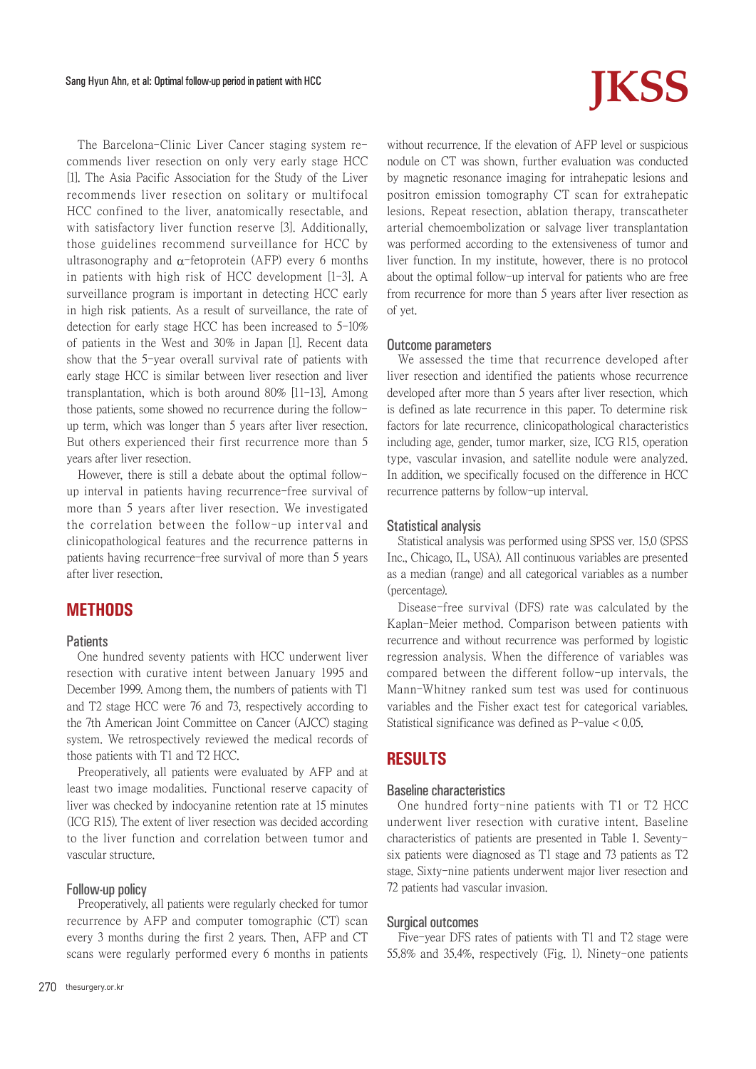The Barcelona-Clinic Liver Cancer staging system recommends liver resection on only very early stage HCC [1]. The Asia Pacific Association for the Study of the Liver recommends liver resection on solitary or multifocal HCC confined to the liver, anatomically resectable, and with satisfactory liver function reserve [3]. Additionally, those guidelines recommend surveillance for HCC by ultrasonography and $\alpha$-fetoprotein (AFP) every 6 months in patients with high risk of HCC development [1-3]. A surveillance program is important in detecting HCC early in high risk patients. As a result of surveillance, the rate of detection for early stage HCC has been increased to 5-10% of patients in the West and 30% in Japan [1]. Recent data show that the 5-year overall survival rate of patients with early stage HCC is similar between liver resection and liver transplantation, which is both around 80% [11-13]. Among those patients, some showed no recurrence during the follow-up term, which was longer than 5 years after liver resection. But others experienced their first recurrence more than 5 years after liver resection.

However, there is still a debate about the optimal follow-up interval in patients having recurrence-free survival of more than 5 years after liver resection. We investigated the correlation between the follow-up interval and clinicopathological features and the recurrence patterns in patients having recurrence-free survival of more than 5 years after liver resection.

## METHODS

### Patients

One hundred seventy patients with HCC underwent liver resection with curative intent between January 1995 and December 1999. Among them, the numbers of patients with T1 and T2 stage HCC were 76 and 73, respectively according to the 7th American Joint Committee on Cancer (AJCC) staging system. We retrospectively reviewed the medical records of those patients with T1 and T2 HCC.

Preoperatively, all patients were evaluated by AFP and at least two image modalities. Functional reserve capacity of liver was checked by indocyanine retention rate at 15 minutes (ICG R15). The extent of liver resection was decided according to the liver function and correlation between tumor and vascular structure.

### Follow-up policy

Preoperatively, all patients were regularly checked for tumor recurrence by AFP and computer tomographic (CT) scan every 3 months during the first 2 years. Then, AFP and CT scans were regularly performed every 6 months in patients without recurrence. If the elevation of AFP level or suspicious nodule on CT was shown, further evaluation was conducted by magnetic resonance imaging for intrahepatic lesions and positron emission tomography CT scan for extrahepatic lesions. Repeat resection, ablation therapy, transcatheter arterial chemoembolization or salvage liver transplantation was performed according to the extensiveness of tumor and liver function. In my institute, however, there is no protocol about the optimal follow-up interval for patients who are free from recurrence for more than 5 years after liver resection as of yet.

### Outcome parameters

We assessed the time that recurrence developed after liver resection and identified the patients whose recurrence developed after more than 5 years after liver resection, which is defined as late recurrence in this paper. To determine risk factors for late recurrence, clinicopathological characteristics including age, gender, tumor marker, size, ICG R15, operation type, vascular invasion, and satellite nodule were analyzed. In addition, we specifically focused on the difference in HCC recurrence patterns by follow-up interval.

### Statistical analysis

Statistical analysis was performed using SPSS ver. 15.0 (SPSS Inc., Chicago, IL, USA). All continuous variables are presented as a median (range) and all categorical variables as a number (percentage).

Disease-free survival (DFS) rate was calculated by the Kaplan-Meier method. Comparison between patients with recurrence and without recurrence was performed by logistic regression analysis. When the difference of variables was compared between the different follow-up intervals, the Mann-Whitney ranked sum test was used for continuous variables and the Fisher exact test for categorical variables. Statistical significance was defined as P-value < 0.05.

## RESULTS

### Baseline characteristics

One hundred forty-nine patients with T1 or T2 HCC underwent liver resection with curative intent. Baseline characteristics of patients are presented in Table 1. Seventy-six patients were diagnosed as T1 stage and 73 patients as T2 stage. Sixty-nine patients underwent major liver resection and 72 patients had vascular invasion.

### Surgical outcomes

Five-year DFS rates of patients with T1 and T2 stage were 55.8% and 35.4%, respectively (Fig. 1). Ninety-one patients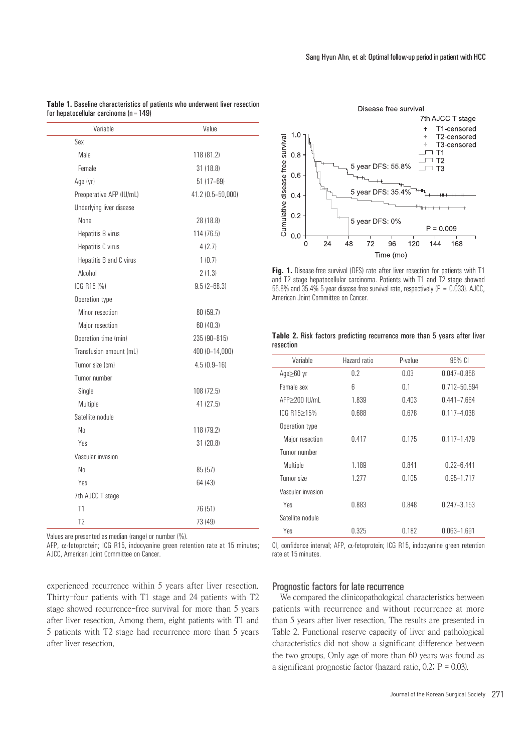**Table 1.** Baseline characteristics of patients who underwent liver resection for hepatocellular carcinoma (n = 149)

| Variable | Value |
|---|---|
| Sex | |
| Male | 118 (81.2) |
| Female | 31 (18.8) |
| Age (yr) | 51 (17–69) |
| Preoperative AFP (IU/mL) | 41.2 (0.5–50,000) |
| Underlying liver disease | |
| None | 28 (18.8) |
| Hepatitis B virus | 114 (76.5) |
| Hepatitis C virus | 4 (2.7) |
| Hepatitis B and C virus | 1 (0.7) |
| Alcohol | 2 (1.3) |
| ICG R15 (%) | 9.5 (2–68.3) |
| Operation type | |
| Minor resection | 80 (59.7) |
| Major resection | 60 (40.3) |
| Operation time (min) | 235 (90–815) |
| Transfusion amount (mL) | 400 (0–14,000) |
| Tumor size (cm) | 4.5 (0.9–16) |
| Tumor number | |
| Single | 108 (72.5) |
| Multiple | 41 (27.5) |
| Satellite nodule | |
| No | 118 (79.2) |
| Yes | 31 (20.8) |
| Vascular invasion | |
| No | 85 (57) |
| Yes | 64 (43) |
| 7th AJCC T stage | |
| T1 | 76 (51) |
| T2 | 73 (49) |

Values are presented as median (range) or number (%).
AFP, α-fetoprotein; ICG R15, indocyanine green retention rate at 15 minutes; AJCC, American Joint Committee on Cancer.

experienced recurrence within 5 years after liver resection. Thirty-four patients with T1 stage and 24 patients with T2 stage showed recurrence-free survival for more than 5 years after liver resection. Among them, eight patients with T1 and 5 patients with T2 stage had recurrence more than 5 years after liver resection.

**Fig. 1.** Disease-free survival (DFS) rate after liver resection for patients with T1 and T2 stage hepatocellular carcinoma. Patients with T1 and T2 stage showed 55.8% and 35.4% 5-year disease-free survival rate, respectively (P = 0.033). AJCC, American Joint Committee on Cancer.

**Table 2.** Risk factors predicting recurrence more than 5 years after liver resection

| Variable | Hazard ratio | P-value | 95% CI |
|---|---|---|---|
| Age≥60 yr | 0.2 | 0.03 | 0.047–0.856 |
| Female sex | 6 | 0.1 | 0.712–50.594 |
| AFP≥200 IU/mL | 1.839 | 0.403 | 0.441–7.664 |
| ICG R15≥15% | 0.688 | 0.678 | 0.117–4.038 |
| Operation type | | | |
| Major resection | 0.417 | 0.175 | 0.117–1.479 |
| Tumor number | | | |
| Multiple | 1.189 | 0.841 | 0.22–6.441 |
| Tumor size | 1.277 | 0.105 | 0.95–1.717 |
| Vascular invasion | | | |
| Yes | 0.883 | 0.848 | 0.247–3.153 |
| Satellite nodule | | | |
| Yes | 0.325 | 0.182 | 0.063–1.691 |

CI, confidence interval; AFP, α-fetoprotein; ICG R15, indocyanine green retention rate at 15 minutes.

## Prognostic factors for late recurrence

We compared the clinicopathological characteristics between patients with recurrence and without recurrence at more than 5 years after liver resection. The results are presented in Table 2. Functional reserve capacity of liver and pathological characteristics did not show a significant difference between the two groups. Only age of more than 60 years was found as a significant prognostic factor (hazard ratio, 0.2; P = 0.03).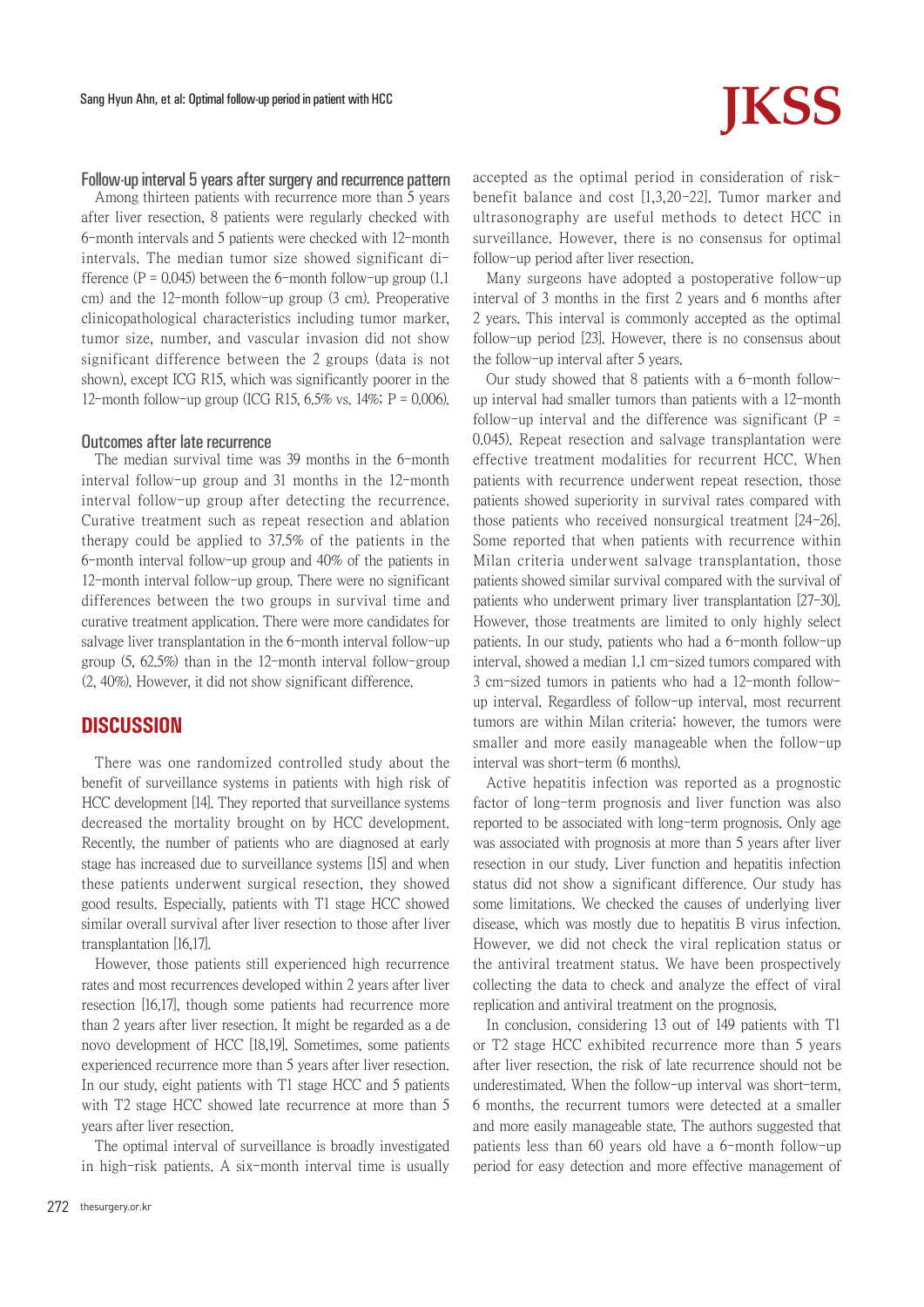### Follow-up interval 5 years after surgery and recurrence pattern

Among thirteen patients with recurrence more than 5 years after liver resection, 8 patients were regularly checked with 6-month intervals and 5 patients were checked with 12-month intervals. The median tumor size showed significant difference (P = 0.045) between the 6-month follow-up group (1.1 cm) and the 12-month follow-up group (3 cm). Preoperative clinicopathological characteristics including tumor marker, tumor size, number, and vascular invasion did not show significant difference between the 2 groups (data is not shown), except ICG R15, which was significantly poorer in the 12-month follow-up group (ICG R15, 6.5% vs. 14%; P = 0.006).

### Outcomes after late recurrence

The median survival time was 39 months in the 6-month interval follow-up group and 31 months in the 12-month interval follow-up group after detecting the recurrence. Curative treatment such as repeat resection and ablation therapy could be applied to 37.5% of the patients in the 6-month interval follow-up group and 40% of the patients in 12-month interval follow-up group. There were no significant differences between the two groups in survival time and curative treatment application. There were more candidates for salvage liver transplantation in the 6-month interval follow-up group (5, 62.5%) than in the 12-month interval follow-group (2, 40%). However, it did not show significant difference.

## DISCUSSION

There was one randomized controlled study about the benefit of surveillance systems in patients with high risk of HCC development [14]. They reported that surveillance systems decreased the mortality brought on by HCC development. Recently, the number of patients who are diagnosed at early stage has increased due to surveillance systems [15] and when these patients underwent surgical resection, they showed good results. Especially, patients with T1 stage HCC showed similar overall survival after liver resection to those after liver transplantation [16,17].

However, those patients still experienced high recurrence rates and most recurrences developed within 2 years after liver resection [16,17], though some patients had recurrence more than 2 years after liver resection. It might be regarded as a de novo development of HCC [18,19]. Sometimes, some patients experienced recurrence more than 5 years after liver resection. In our study, eight patients with T1 stage HCC and 5 patients with T2 stage HCC showed late recurrence at more than 5 years after liver resection.

The optimal interval of surveillance is broadly investigated in high-risk patients. A six-month interval time is usually accepted as the optimal period in consideration of risk-benefit balance and cost [1,3,20-22]. Tumor marker and ultrasonography are useful methods to detect HCC in surveillance. However, there is no consensus for optimal follow-up period after liver resection.

Many surgeons have adopted a postoperative follow-up interval of 3 months in the first 2 years and 6 months after 2 years. This interval is commonly accepted as the optimal follow-up period [23]. However, there is no consensus about the follow-up interval after 5 years.

Our study showed that 8 patients with a 6-month follow-up interval had smaller tumors than patients with a 12-month follow-up interval and the difference was significant (P = 0.045). Repeat resection and salvage transplantation were effective treatment modalities for recurrent HCC. When patients with recurrence underwent repeat resection, those patients showed superiority in survival rates compared with those patients who received nonsurgical treatment [24-26]. Some reported that when patients with recurrence within Milan criteria underwent salvage transplantation, those patients showed similar survival compared with the survival of patients who underwent primary liver transplantation [27-30]. However, those treatments are limited to only highly select patients. In our study, patients who had a 6-month follow-up interval, showed a median 1.1 cm-sized tumors compared with 3 cm-sized tumors in patients who had a 12-month follow-up interval. Regardless of follow-up interval, most recurrent tumors are within Milan criteria; however, the tumors were smaller and more easily manageable when the follow-up interval was short-term (6 months).

Active hepatitis infection was reported as a prognostic factor of long-term prognosis and liver function was also reported to be associated with long-term prognosis. Only age was associated with prognosis at more than 5 years after liver resection in our study. Liver function and hepatitis infection status did not show a significant difference. Our study has some limitations. We checked the causes of underlying liver disease, which was mostly due to hepatitis B virus infection. However, we did not check the viral replication status or the antiviral treatment status. We have been prospectively collecting the data to check and analyze the effect of viral replication and antiviral treatment on the prognosis.

In conclusion, considering 13 out of 149 patients with T1 or T2 stage HCC exhibited recurrence more than 5 years after liver resection, the risk of late recurrence should not be underestimated. When the follow-up interval was short-term, 6 months, the recurrent tumors were detected at a smaller and more easily manageable state. The authors suggested that patients less than 60 years old have a 6-month follow-up period for easy detection and more effective management of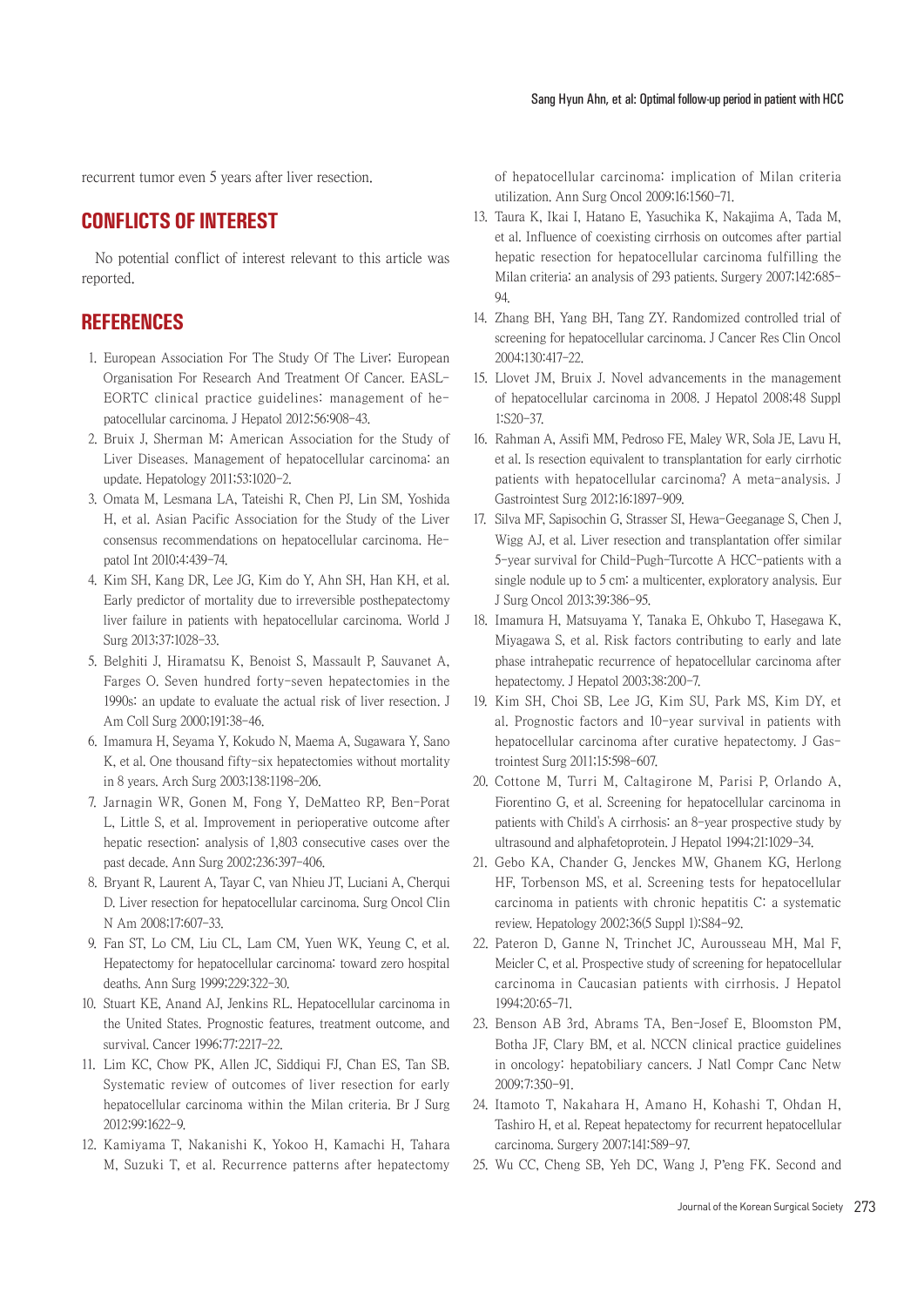recurrent tumor even 5 years after liver resection.

## CONFLICTS OF INTEREST

No potential conflict of interest relevant to this article was reported.

## REFERENCES

1. European Association For The Study Of The Liver; European Organisation For Research And Treatment Of Cancer. EASL-EORTC clinical practice guidelines: management of hepatocellular carcinoma. J Hepatol 2012;56:908-43.
2. Bruix J, Sherman M; American Association for the Study of Liver Diseases. Management of hepatocellular carcinoma: an update. Hepatology 2011;53:1020-2.
3. Omata M, Lesmana LA, Tateishi R, Chen PJ, Lin SM, Yoshida H, et al. Asian Pacific Association for the Study of the Liver consensus recommendations on hepatocellular carcinoma. Hepatol Int 2010;4:439-74.
4. Kim SH, Kang DR, Lee JG, Kim do Y, Ahn SH, Han KH, et al. Early predictor of mortality due to irreversible posthepatectomy liver failure in patients with hepatocellular carcinoma. World J Surg 2013;37:1028-33.
5. Belghiti J, Hiramatsu K, Benoist S, Massault P, Sauvanet A, Farges O. Seven hundred forty-seven hepatectomies in the 1990s: an update to evaluate the actual risk of liver resection. J Am Coll Surg 2000;191:38-46.
6. Imamura H, Seyama Y, Kokudo N, Maema A, Sugawara Y, Sano K, et al. One thousand fifty-six hepatectomies without mortality in 8 years. Arch Surg 2003;138:1198-206.
7. Jarnagin WR, Gonen M, Fong Y, DeMatteo RP, Ben-Porat L, Little S, et al. Improvement in perioperative outcome after hepatic resection: analysis of 1,803 consecutive cases over the past decade. Ann Surg 2002;236:397-406.
8. Bryant R, Laurent A, Tayar C, van Nhieu JT, Luciani A, Cherqui D. Liver resection for hepatocellular carcinoma. Surg Oncol Clin N Am 2008;17:607-33.
9. Fan ST, Lo CM, Liu CL, Lam CM, Yuen WK, Yeung C, et al. Hepatectomy for hepatocellular carcinoma: toward zero hospital deaths. Ann Surg 1999;229:322-30.
10. Stuart KE, Anand AJ, Jenkins RL. Hepatocellular carcinoma in the United States. Prognostic features, treatment outcome, and survival. Cancer 1996;77:2217-22.
11. Lim KC, Chow PK, Allen JC, Siddiqui FJ, Chan ES, Tan SB. Systematic review of outcomes of liver resection for early hepatocellular carcinoma within the Milan criteria. Br J Surg 2012;99:1622-9.
12. Kamiyama T, Nakanishi K, Yokoo H, Kamachi H, Tahara M, Suzuki T, et al. Recurrence patterns after hepatectomy of hepatocellular carcinoma: implication of Milan criteria utilization. Ann Surg Oncol 2009;16:1560-71.
13. Taura K, Ikai I, Hatano E, Yasuchika K, Nakajima A, Tada M, et al. Influence of coexisting cirrhosis on outcomes after partial hepatic resection for hepatocellular carcinoma fulfilling the Milan criteria: an analysis of 293 patients. Surgery 2007;142:685-94.
14. Zhang BH, Yang BH, Tang ZY. Randomized controlled trial of screening for hepatocellular carcinoma. J Cancer Res Clin Oncol 2004;130:417-22.
15. Llovet JM, Bruix J. Novel advancements in the management of hepatocellular carcinoma in 2008. J Hepatol 2008;48 Suppl 1:S20-37.
16. Rahman A, Assifi MM, Pedroso FE, Maley WR, Sola JE, Lavu H, et al. Is resection equivalent to transplantation for early cirrhotic patients with hepatocellular carcinoma? A meta-analysis. J Gastrointest Surg 2012;16:1897-909.
17. Silva MF, Sapisochin G, Strasser SI, Hewa-Geeganage S, Chen J, Wigg AJ, et al. Liver resection and transplantation offer similar 5-year survival for Child-Pugh-Turcotte A HCC-patients with a single nodule up to 5 cm: a multicenter, exploratory analysis. Eur J Surg Oncol 2013;39:386-95.
18. Imamura H, Matsuyama Y, Tanaka E, Ohkubo T, Hasegawa K, Miyagawa S, et al. Risk factors contributing to early and late phase intrahepatic recurrence of hepatocellular carcinoma after hepatectomy. J Hepatol 2003;38:200-7.
19. Kim SH, Choi SB, Lee JG, Kim SU, Park MS, Kim DY, et al. Prognostic factors and 10-year survival in patients with hepatocellular carcinoma after curative hepatectomy. J Gastrointest Surg 2011;15:598-607.
20. Cottone M, Turri M, Caltagirone M, Parisi P, Orlando A, Fiorentino G, et al. Screening for hepatocellular carcinoma in patients with Child's A cirrhosis: an 8-year prospective study by ultrasound and alphafetoprotein. J Hepatol 1994;21:1029-34.
21. Gebo KA, Chander G, Jenckes MW, Ghanem KG, Herlong HF, Torbenson MS, et al. Screening tests for hepatocellular carcinoma in patients with chronic hepatitis C: a systematic review. Hepatology 2002;36(5 Suppl 1):S84-92.
22. Pateron D, Ganne N, Trinchet JC, Aurousseau MH, Mal F, Meicler C, et al. Prospective study of screening for hepatocellular carcinoma in Caucasian patients with cirrhosis. J Hepatol 1994;20:65-71.
23. Benson AB 3rd, Abrams TA, Ben-Josef E, Bloomston PM, Botha JF, Clary BM, et al. NCCN clinical practice guidelines in oncology: hepatobiliary cancers. J Natl Compr Canc Netw 2009;7:350-91.
24. Itamoto T, Nakahara H, Amano H, Kohashi T, Ohdan H, Tashiro H, et al. Repeat hepatectomy for recurrent hepatocellular carcinoma. Surgery 2007;141:589-97.
25. Wu CC, Cheng SB, Yeh DC, Wang J, P'eng FK. Second and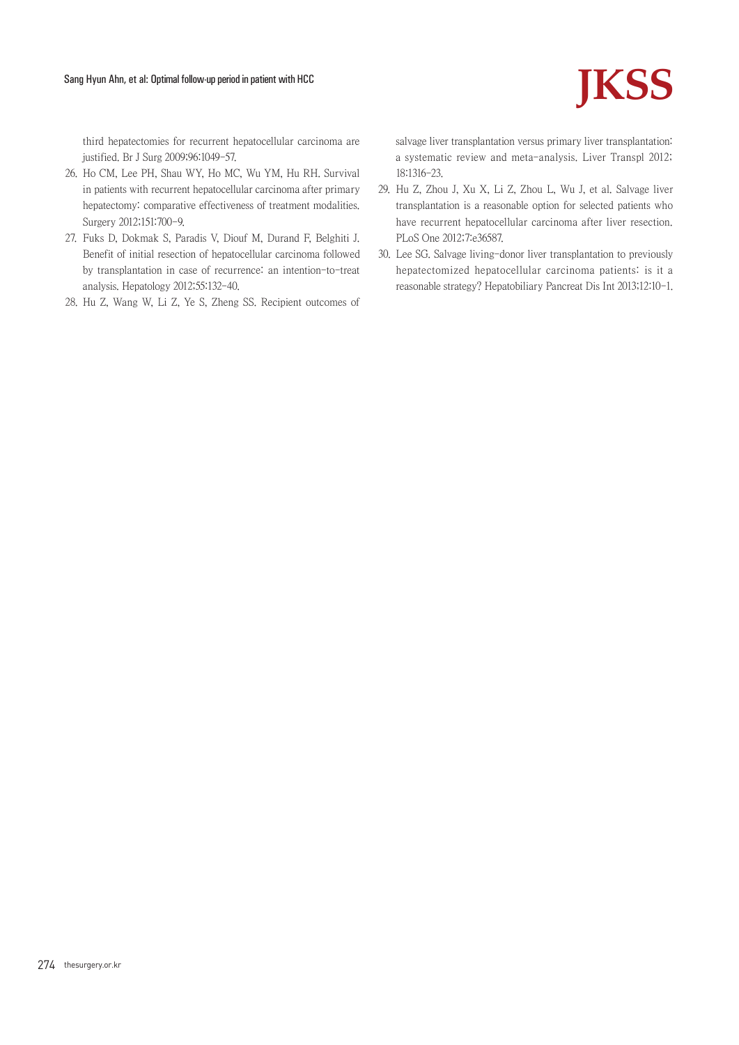third hepatectomies for recurrent hepatocellular carcinoma are justified. Br J Surg 2009;96:1049-57.

26. Ho CM, Lee PH, Shau WY, Ho MC, Wu YM, Hu RH. Survival in patients with recurrent hepatocellular carcinoma after primary hepatectomy: comparative effectiveness of treatment modalities. Surgery 2012;151:700-9.
27. Fuks D, Dokmak S, Paradis V, Diouf M, Durand F, Belghiti J. Benefit of initial resection of hepatocellular carcinoma followed by transplantation in case of recurrence: an intention-to-treat analysis. Hepatology 2012;55:132-40.
28. Hu Z, Wang W, Li Z, Ye S, Zheng SS. Recipient outcomes of salvage liver transplantation versus primary liver transplantation: a systematic review and meta-analysis. Liver Transpl 2012; 18:1316-23.
29. Hu Z, Zhou J, Xu X, Li Z, Zhou L, Wu J, et al. Salvage liver transplantation is a reasonable option for selected patients who have recurrent hepatocellular carcinoma after liver resection. PLoS One 2012;7:e36587.
30. Lee SG. Salvage living-donor liver transplantation to previously hepatectomized hepatocellular carcinoma patients: is it a reasonable strategy? Hepatobiliary Pancreat Dis Int 2013;12:10-1.